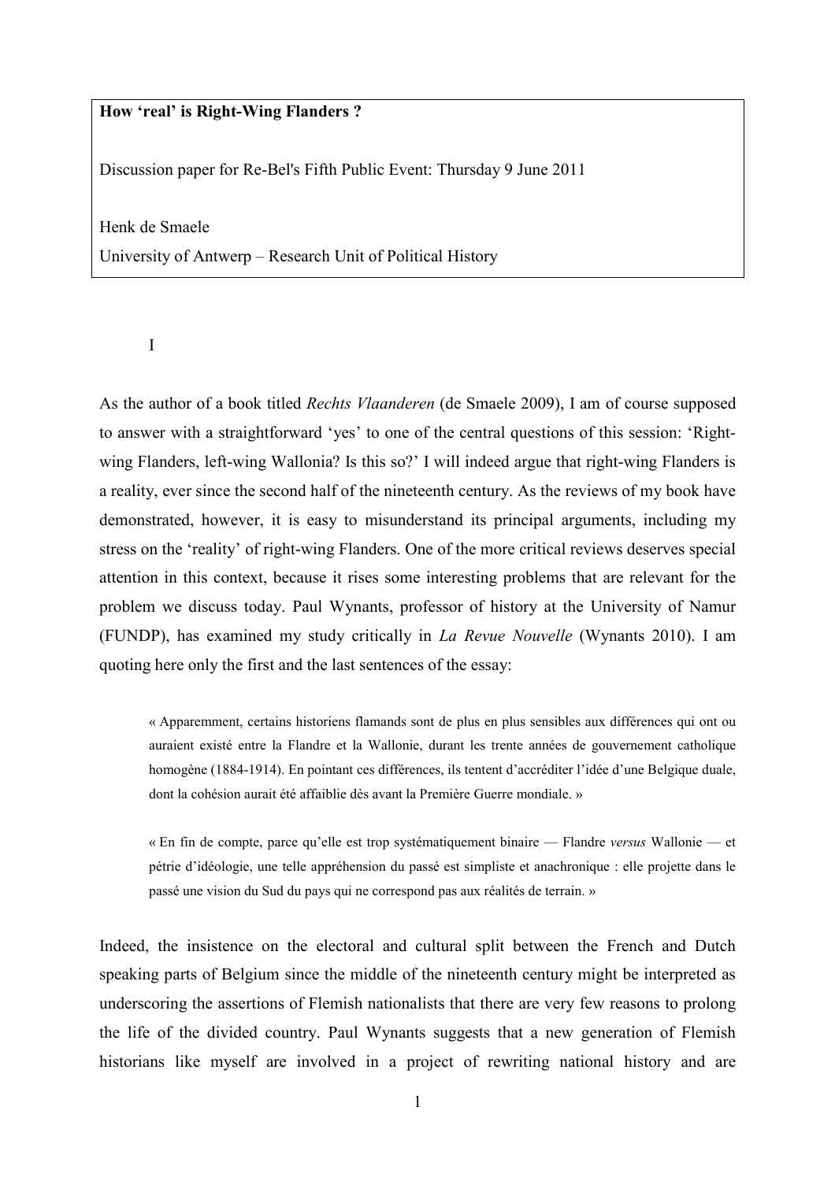**How 'real' is Right-Wing Flanders ?**

Discussion paper for Re-Bel's Fifth Public Event: Thursday 9 June 2011

Henk de Smaele

University of Antwerp – Research Unit of Political History

I

As the author of a book titled *Rechts Vlaanderen* (de Smaele 2009), I am of course supposed to answer with a straightforward 'yes' to one of the central questions of this session: 'Right-wing Flanders, left-wing Wallonia? Is this so?' I will indeed argue that right-wing Flanders is a reality, ever since the second half of the nineteenth century. As the reviews of my book have demonstrated, however, it is easy to misunderstand its principal arguments, including my stress on the 'reality' of right-wing Flanders. One of the more critical reviews deserves special attention in this context, because it rises some interesting problems that are relevant for the problem we discuss today. Paul Wynants, professor of history at the University of Namur (FUNDP), has examined my study critically in *La Revue Nouvelle* (Wynants 2010). I am quoting here only the first and the last sentences of the essay:

> « Apparemment, certains historiens flamands sont de plus en plus sensibles aux différences qui ont ou auraient existé entre la Flandre et la Wallonie, durant les trente années de gouvernement catholique homogène (1884-1914). En pointant ces différences, ils tentent d'accréditer l'idée d'une Belgique duale, dont la cohésion aurait été affaiblie dès avant la Première Guerre mondiale. »

> « En fin de compte, parce qu'elle est trop systématiquement binaire — Flandre *versus* Wallonie — et pétrie d'idéologie, une telle appréhension du passé est simpliste et anachronique : elle projette dans le passé une vision du Sud du pays qui ne correspond pas aux réalités de terrain. »

Indeed, the insistence on the electoral and cultural split between the French and Dutch speaking parts of Belgium since the middle of the nineteenth century might be interpreted as underscoring the assertions of Flemish nationalists that there are very few reasons to prolong the life of the divided country. Paul Wynants suggests that a new generation of Flemish historians like myself are involved in a project of rewriting national history and are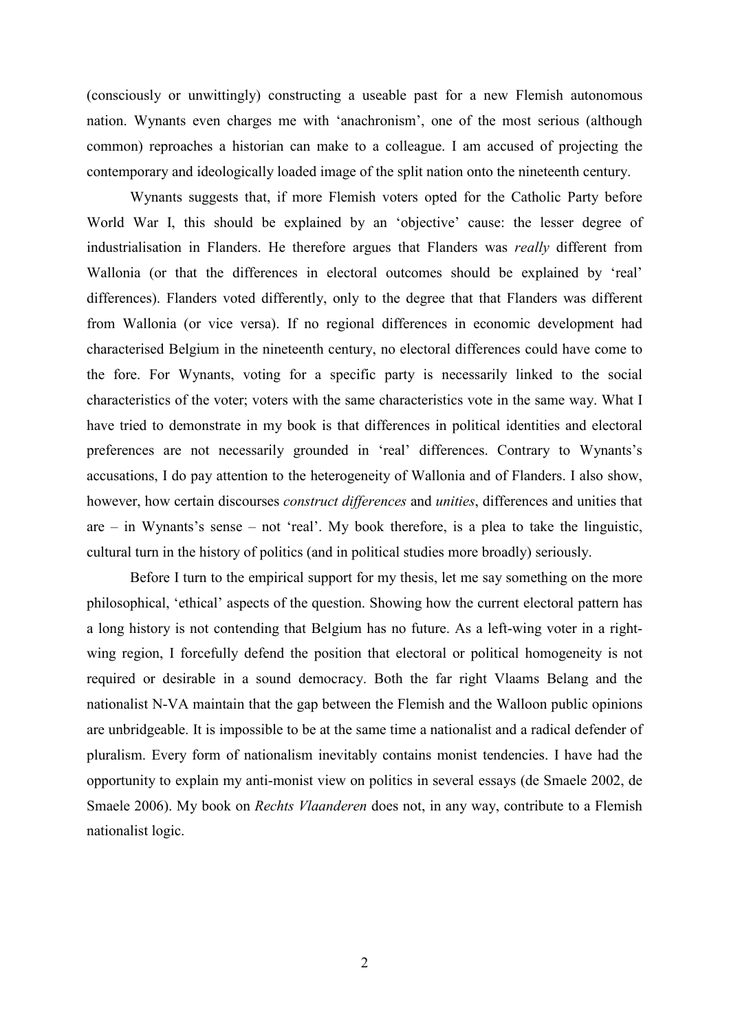(consciously or unwittingly) constructing a useable past for a new Flemish autonomous nation. Wynants even charges me with 'anachronism', one of the most serious (although common) reproaches a historian can make to a colleague. I am accused of projecting the contemporary and ideologically loaded image of the split nation onto the nineteenth century.

Wynants suggests that, if more Flemish voters opted for the Catholic Party before World War I, this should be explained by an 'objective' cause: the lesser degree of industrialisation in Flanders. He therefore argues that Flanders was *really* different from Wallonia (or that the differences in electoral outcomes should be explained by 'real' differences). Flanders voted differently, only to the degree that that Flanders was different from Wallonia (or vice versa). If no regional differences in economic development had characterised Belgium in the nineteenth century, no electoral differences could have come to the fore. For Wynants, voting for a specific party is necessarily linked to the social characteristics of the voter; voters with the same characteristics vote in the same way. What I have tried to demonstrate in my book is that differences in political identities and electoral preferences are not necessarily grounded in 'real' differences. Contrary to Wynants's accusations, I do pay attention to the heterogeneity of Wallonia and of Flanders. I also show, however, how certain discourses *construct differences* and *unities*, differences and unities that are – in Wynants's sense – not 'real'. My book therefore, is a plea to take the linguistic, cultural turn in the history of politics (and in political studies more broadly) seriously.

Before I turn to the empirical support for my thesis, let me say something on the more philosophical, 'ethical' aspects of the question. Showing how the current electoral pattern has a long history is not contending that Belgium has no future. As a left-wing voter in a right-wing region, I forcefully defend the position that electoral or political homogeneity is not required or desirable in a sound democracy. Both the far right Vlaams Belang and the nationalist N-VA maintain that the gap between the Flemish and the Walloon public opinions are unbridgeable. It is impossible to be at the same time a nationalist and a radical defender of pluralism. Every form of nationalism inevitably contains monist tendencies. I have had the opportunity to explain my anti-monist view on politics in several essays (de Smaele 2002, de Smaele 2006). My book on *Rechts Vlaanderen* does not, in any way, contribute to a Flemish nationalist logic.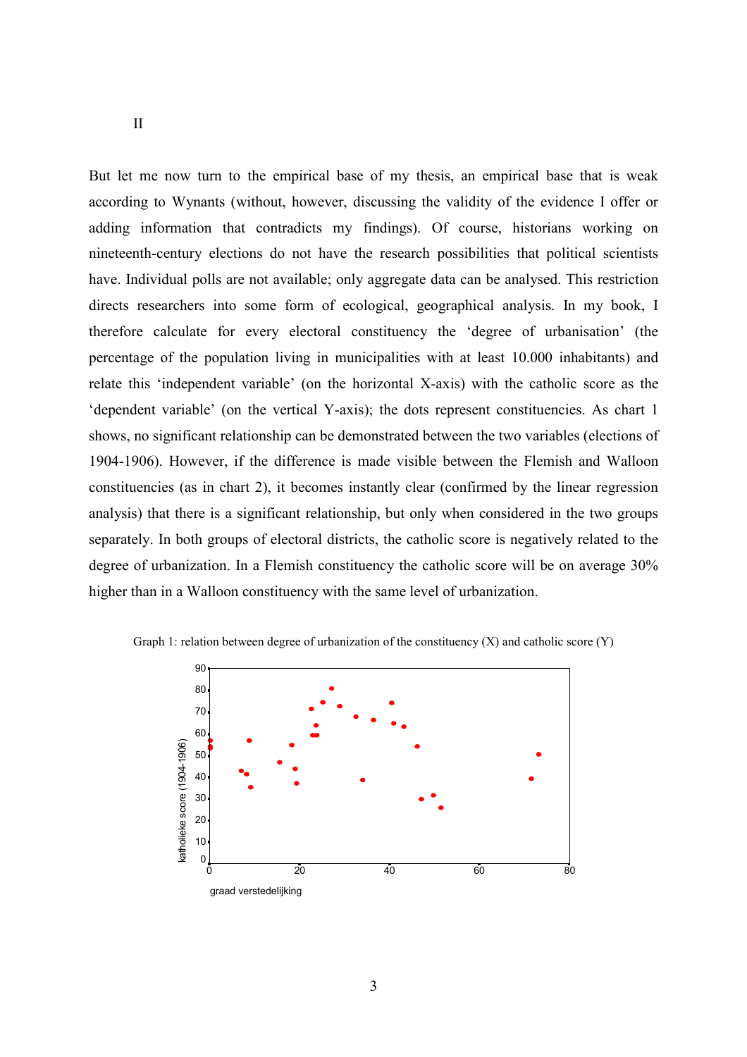## II

But let me now turn to the empirical base of my thesis, an empirical base that is weak according to Wynants (without, however, discussing the validity of the evidence I offer or adding information that contradicts my findings). Of course, historians working on nineteenth-century elections do not have the research possibilities that political scientists have. Individual polls are not available; only aggregate data can be analysed. This restriction directs researchers into some form of ecological, geographical analysis. In my book, I therefore calculate for every electoral constituency the 'degree of urbanisation' (the percentage of the population living in municipalities with at least 10.000 inhabitants) and relate this 'independent variable' (on the horizontal X-axis) with the catholic score as the 'dependent variable' (on the vertical Y-axis); the dots represent constituencies. As chart 1 shows, no significant relationship can be demonstrated between the two variables (elections of 1904-1906). However, if the difference is made visible between the Flemish and Walloon constituencies (as in chart 2), it becomes instantly clear (confirmed by the linear regression analysis) that there is a significant relationship, but only when considered in the two groups separately. In both groups of electoral districts, the catholic score is negatively related to the degree of urbanization. In a Flemish constituency the catholic score will be on average 30% higher than in a Walloon constituency with the same level of urbanization.

Graph 1: relation between degree of urbanization of the constituency (X) and catholic score (Y)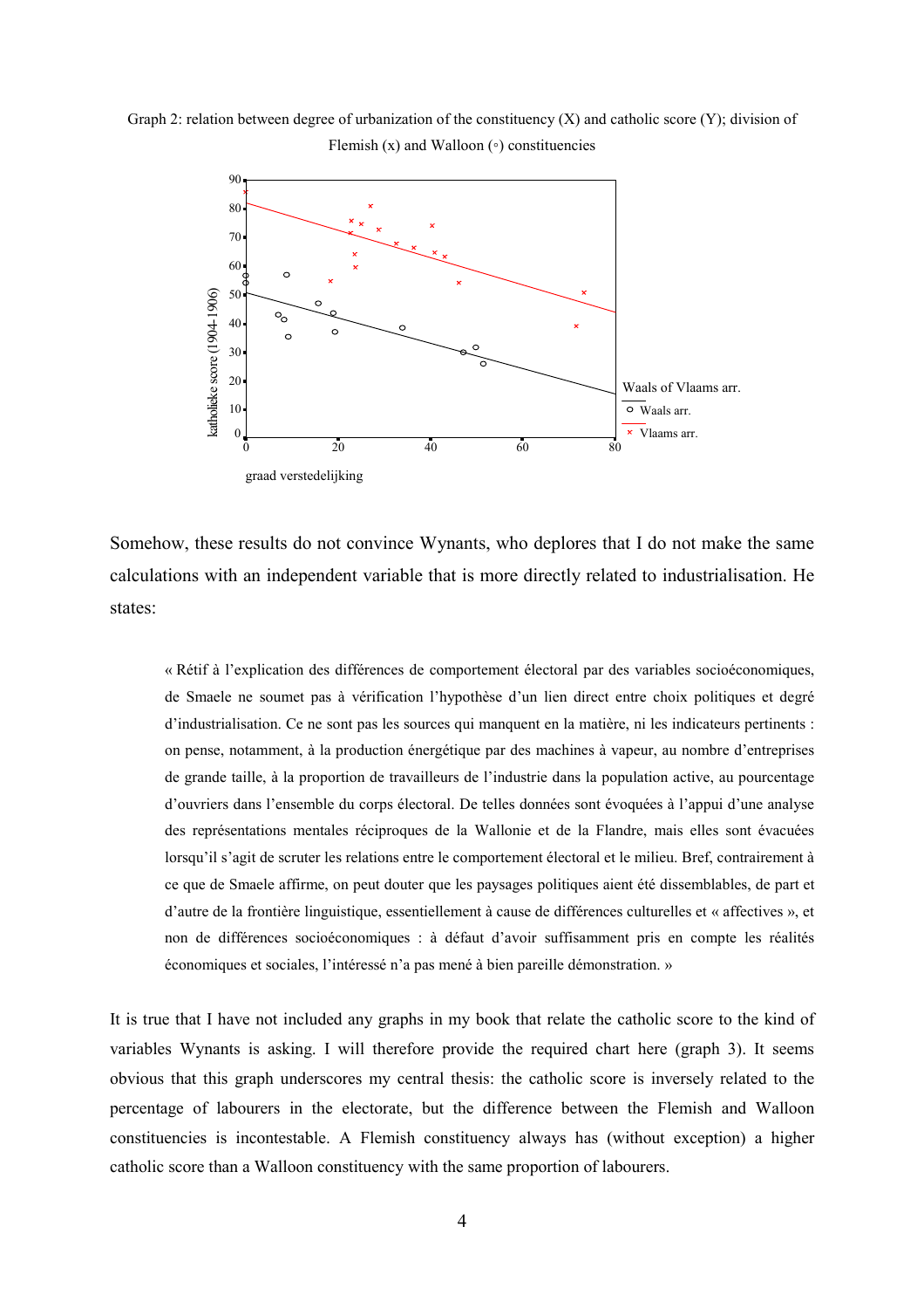Graph 2: relation between degree of urbanization of the constituency (X) and catholic score (Y); division of Flemish (x) and Walloon (◦) constituencies

Somehow, these results do not convince Wynants, who deplores that I do not make the same calculations with an independent variable that is more directly related to industrialisation. He states:

> « Rétif à l'explication des différences de comportement électoral par des variables socioéconomiques, de Smaele ne soumet pas à vérification l'hypothèse d'un lien direct entre choix politiques et degré d'industrialisation. Ce ne sont pas les sources qui manquent en la matière, ni les indicateurs pertinents : on pense, notamment, à la production énergétique par des machines à vapeur, au nombre d'entreprises de grande taille, à la proportion de travailleurs de l'industrie dans la population active, au pourcentage d'ouvriers dans l'ensemble du corps électoral. De telles données sont évoquées à l'appui d'une analyse des représentations mentales réciproques de la Wallonie et de la Flandre, mais elles sont évacuées lorsqu'il s'agit de scruter les relations entre le comportement électoral et le milieu. Bref, contrairement à ce que de Smaele affirme, on peut douter que les paysages politiques aient été dissemblables, de part et d'autre de la frontière linguistique, essentiellement à cause de différences culturelles et « affectives », et non de différences socioéconomiques : à défaut d'avoir suffisamment pris en compte les réalités économiques et sociales, l'intéressé n'a pas mené à bien pareille démonstration. »

It is true that I have not included any graphs in my book that relate the catholic score to the kind of variables Wynants is asking. I will therefore provide the required chart here (graph 3). It seems obvious that this graph underscores my central thesis: the catholic score is inversely related to the percentage of labourers in the electorate, but the difference between the Flemish and Walloon constituencies is incontestable. A Flemish constituency always has (without exception) a higher catholic score than a Walloon constituency with the same proportion of labourers.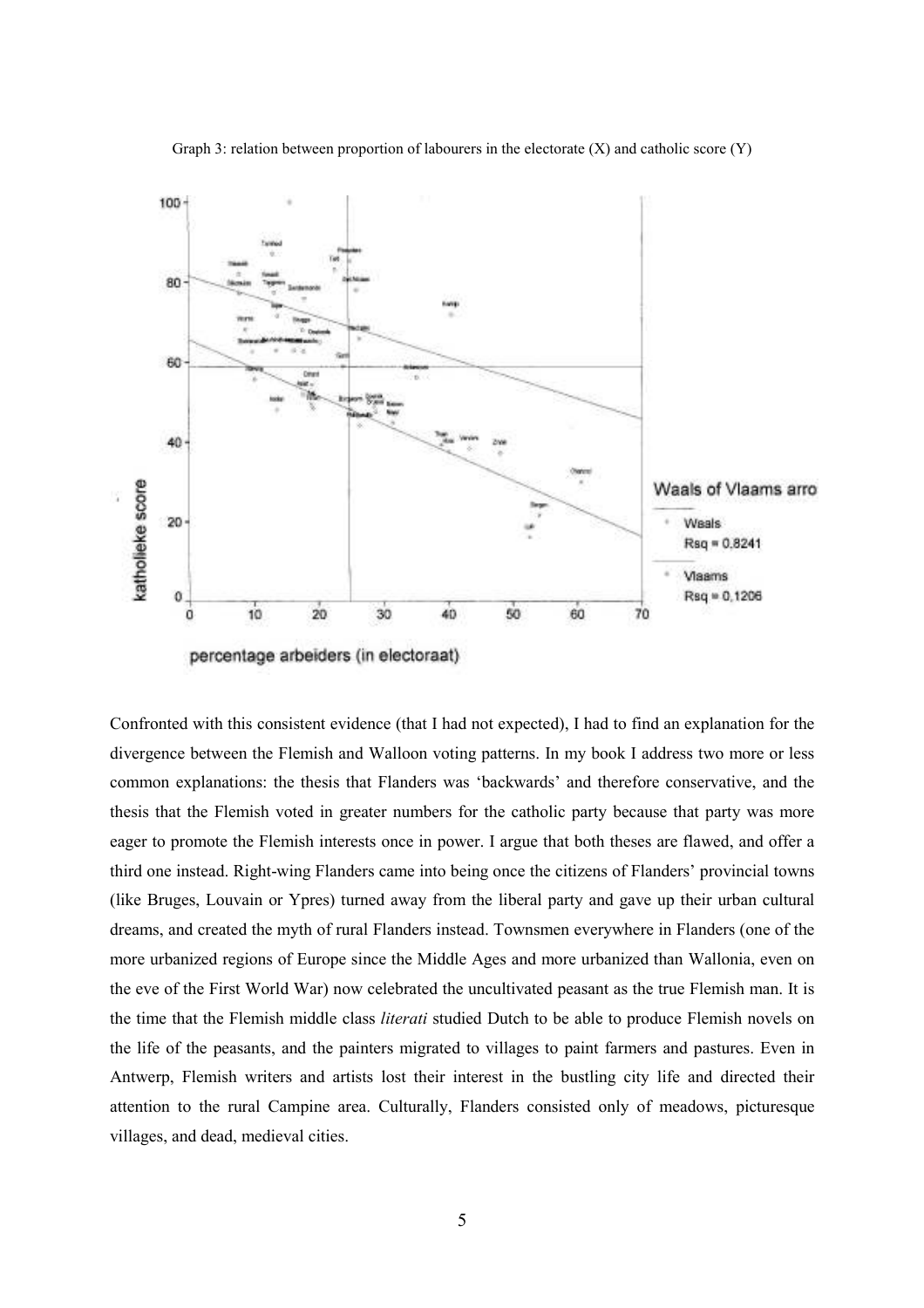Graph 3: relation between proportion of labourers in the electorate (X) and catholic score (Y)

Confronted with this consistent evidence (that I had not expected), I had to find an explanation for the divergence between the Flemish and Walloon voting patterns. In my book I address two more or less common explanations: the thesis that Flanders was 'backwards' and therefore conservative, and the thesis that the Flemish voted in greater numbers for the catholic party because that party was more eager to promote the Flemish interests once in power. I argue that both theses are flawed, and offer a third one instead. Right-wing Flanders came into being once the citizens of Flanders' provincial towns (like Bruges, Louvain or Ypres) turned away from the liberal party and gave up their urban cultural dreams, and created the myth of rural Flanders instead. Townsmen everywhere in Flanders (one of the more urbanized regions of Europe since the Middle Ages and more urbanized than Wallonia, even on the eve of the First World War) now celebrated the uncultivated peasant as the true Flemish man. It is the time that the Flemish middle class *literati* studied Dutch to be able to produce Flemish novels on the life of the peasants, and the painters migrated to villages to paint farmers and pastures. Even in Antwerp, Flemish writers and artists lost their interest in the bustling city life and directed their attention to the rural Campine area. Culturally, Flanders consisted only of meadows, picturesque villages, and dead, medieval cities.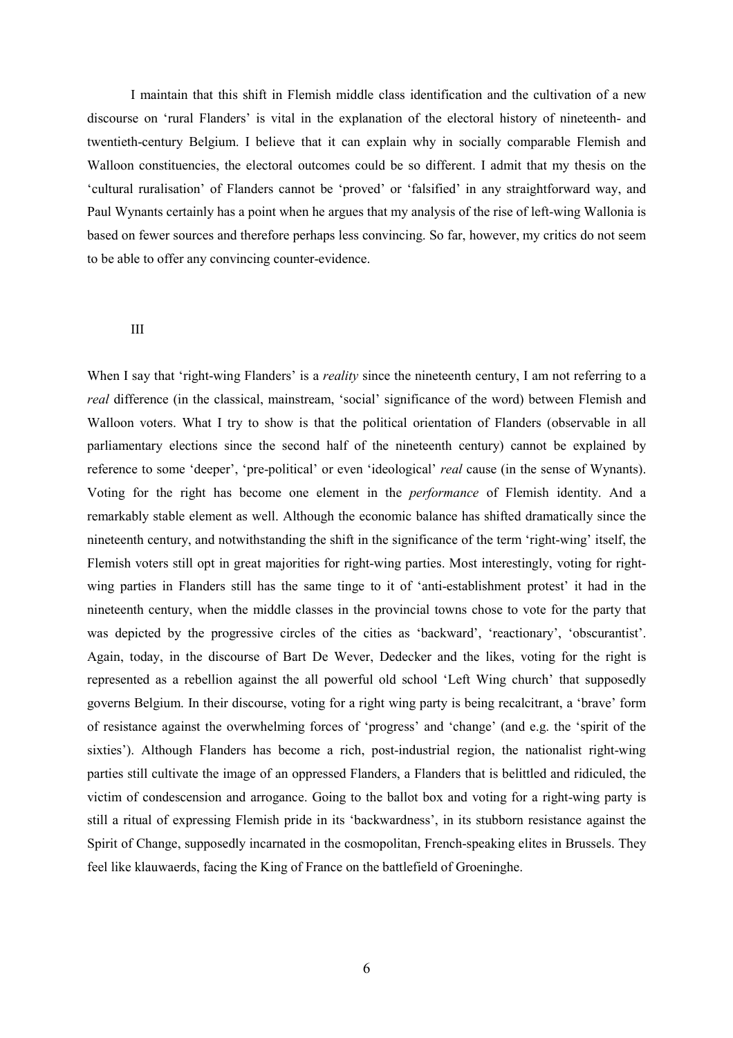I maintain that this shift in Flemish middle class identification and the cultivation of a new discourse on 'rural Flanders' is vital in the explanation of the electoral history of nineteenth- and twentieth-century Belgium. I believe that it can explain why in socially comparable Flemish and Walloon constituencies, the electoral outcomes could be so different. I admit that my thesis on the 'cultural ruralisation' of Flanders cannot be 'proved' or 'falsified' in any straightforward way, and Paul Wynants certainly has a point when he argues that my analysis of the rise of left-wing Wallonia is based on fewer sources and therefore perhaps less convincing. So far, however, my critics do not seem to be able to offer any convincing counter-evidence.

## III

When I say that 'right-wing Flanders' is a *reality* since the nineteenth century, I am not referring to a *real* difference (in the classical, mainstream, 'social' significance of the word) between Flemish and Walloon voters. What I try to show is that the political orientation of Flanders (observable in all parliamentary elections since the second half of the nineteenth century) cannot be explained by reference to some 'deeper', 'pre-political' or even 'ideological' *real* cause (in the sense of Wynants). Voting for the right has become one element in the *performance* of Flemish identity. And a remarkably stable element as well. Although the economic balance has shifted dramatically since the nineteenth century, and notwithstanding the shift in the significance of the term 'right-wing' itself, the Flemish voters still opt in great majorities for right-wing parties. Most interestingly, voting for right-wing parties in Flanders still has the same tinge to it of 'anti-establishment protest' it had in the nineteenth century, when the middle classes in the provincial towns chose to vote for the party that was depicted by the progressive circles of the cities as 'backward', 'reactionary', 'obscurantist'. Again, today, in the discourse of Bart De Wever, Dedecker and the likes, voting for the right is represented as a rebellion against the all powerful old school 'Left Wing church' that supposedly governs Belgium. In their discourse, voting for a right wing party is being recalcitrant, a 'brave' form of resistance against the overwhelming forces of 'progress' and 'change' (and e.g. the 'spirit of the sixties'). Although Flanders has become a rich, post-industrial region, the nationalist right-wing parties still cultivate the image of an oppressed Flanders, a Flanders that is belittled and ridiculed, the victim of condescension and arrogance. Going to the ballot box and voting for a right-wing party is still a ritual of expressing Flemish pride in its 'backwardness', in its stubborn resistance against the Spirit of Change, supposedly incarnated in the cosmopolitan, French-speaking elites in Brussels. They feel like klauwaerds, facing the King of France on the battlefield of Groeninghe.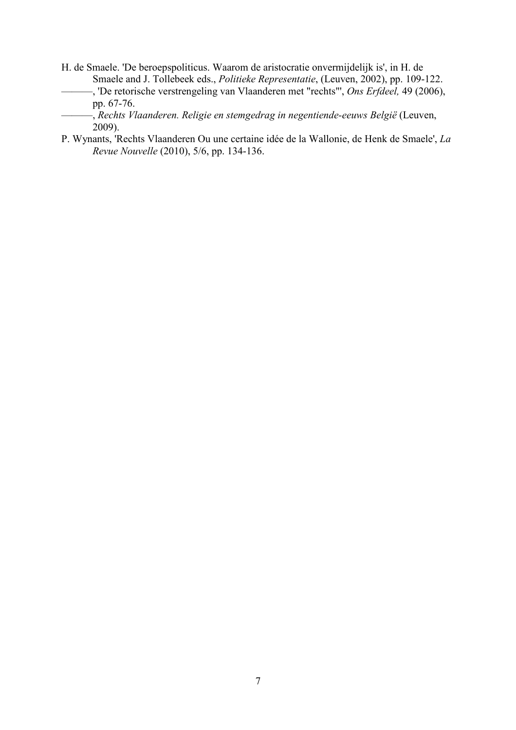H. de Smaele. 'De beroepspoliticus. Waarom de aristocratie onvermijdelijk is', in H. de Smaele and J. Tollebeek eds., *Politieke Representatie*, (Leuven, 2002), pp. 109-122.

———, 'De retorische verstrengeling van Vlaanderen met "rechts"', *Ons Erfdeel,* 49 (2006), pp. 67-76.

———, *Rechts Vlaanderen. Religie en stemgedrag in negentiende-eeuws België* (Leuven, 2009).

P. Wynants, 'Rechts Vlaanderen Ou une certaine idée de la Wallonie, de Henk de Smaele', *La Revue Nouvelle* (2010), 5/6, pp. 134-136.